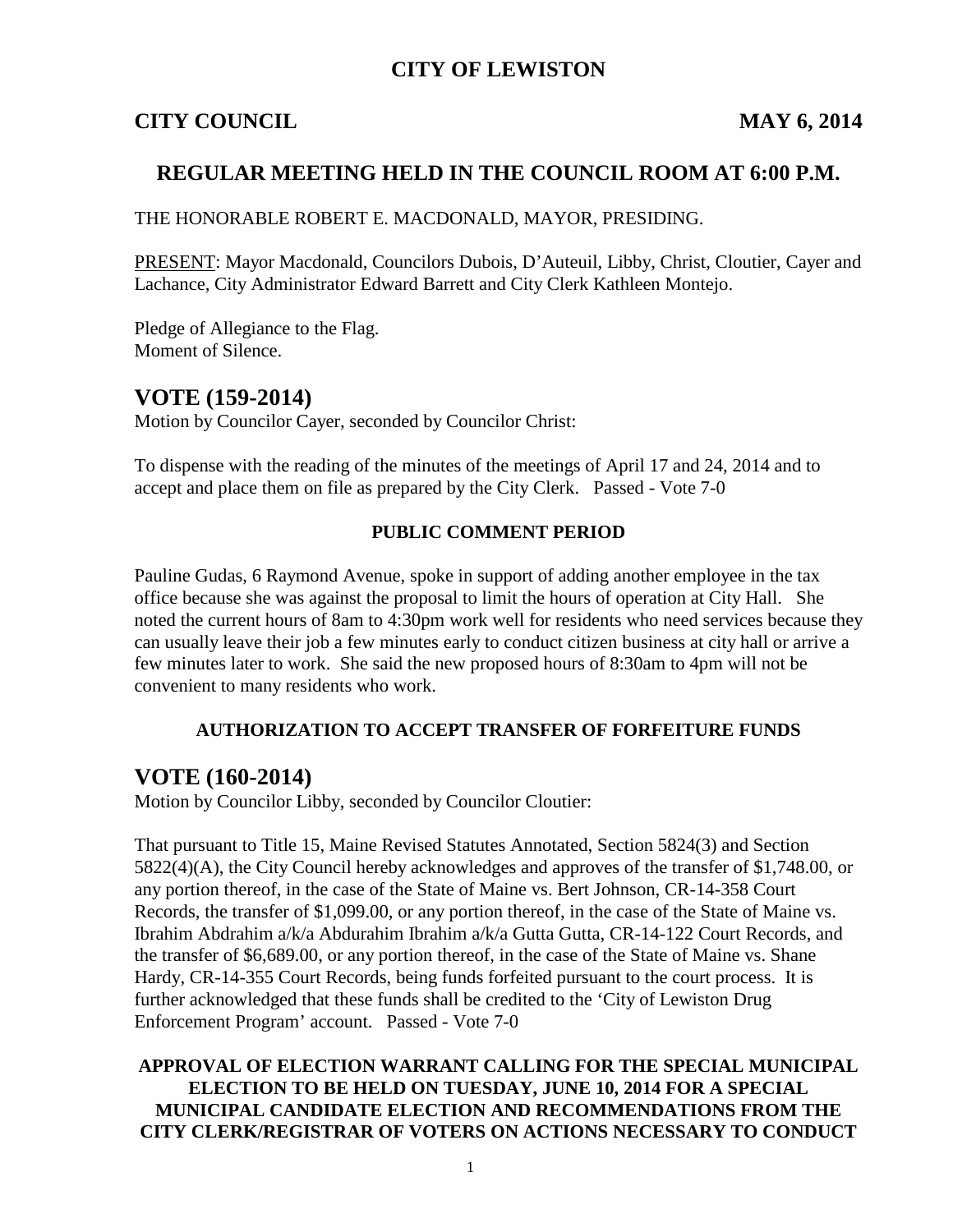# CITY OF LEWISTON

## CITY COUNCIL MAY 6, 2014

## REGULAR MEETING HELD IN THE COUNCIL ROOM AT 6:00 P.M.

THE HONORABLE ROBERT E. MACDONALD, MAYOR, PRESIDING.

PRESENT: Mayor Macdonald, Councilors Dubois, D'Auteuil, Libby, Christ, Cloutier, Cayer and Lachance, City Administrator Edward Barrett and City Clerk Kathleen Montejo.

Pledge of Allegiance to the Flag.
Moment of Silence.

# VOTE (159-2014)

Motion by Councilor Cayer, seconded by Councilor Christ:

To dispense with the reading of the minutes of the meetings of April 17 and 24, 2014 and to accept and place them on file as prepared by the City Clerk. Passed - Vote 7-0

### PUBLIC COMMENT PERIOD

Pauline Gudas, 6 Raymond Avenue, spoke in support of adding another employee in the tax office because she was against the proposal to limit the hours of operation at City Hall. She noted the current hours of 8am to 4:30pm work well for residents who need services because they can usually leave their job a few minutes early to conduct citizen business at city hall or arrive a few minutes later to work. She said the new proposed hours of 8:30am to 4pm will not be convenient to many residents who work.

### AUTHORIZATION TO ACCEPT TRANSFER OF FORFEITURE FUNDS

# VOTE (160-2014)

Motion by Councilor Libby, seconded by Councilor Cloutier:

That pursuant to Title 15, Maine Revised Statutes Annotated, Section 5824(3) and Section 5822(4)(A), the City Council hereby acknowledges and approves of the transfer of $1,748.00, or any portion thereof, in the case of the State of Maine vs. Bert Johnson, CR-14-358 Court Records, the transfer of $1,099.00, or any portion thereof, in the case of the State of Maine vs. Ibrahim Abdrahim a/k/a Abdurahim Ibrahim a/k/a Gutta Gutta, CR-14-122 Court Records, and the transfer of $6,689.00, or any portion thereof, in the case of the State of Maine vs. Shane Hardy, CR-14-355 Court Records, being funds forfeited pursuant to the court process. It is further acknowledged that these funds shall be credited to the 'City of Lewiston Drug Enforcement Program' account. Passed - Vote 7-0

### APPROVAL OF ELECTION WARRANT CALLING FOR THE SPECIAL MUNICIPAL ELECTION TO BE HELD ON TUESDAY, JUNE 10, 2014 FOR A SPECIAL MUNICIPAL CANDIDATE ELECTION AND RECOMMENDATIONS FROM THE CITY CLERK/REGISTRAR OF VOTERS ON ACTIONS NECESSARY TO CONDUCT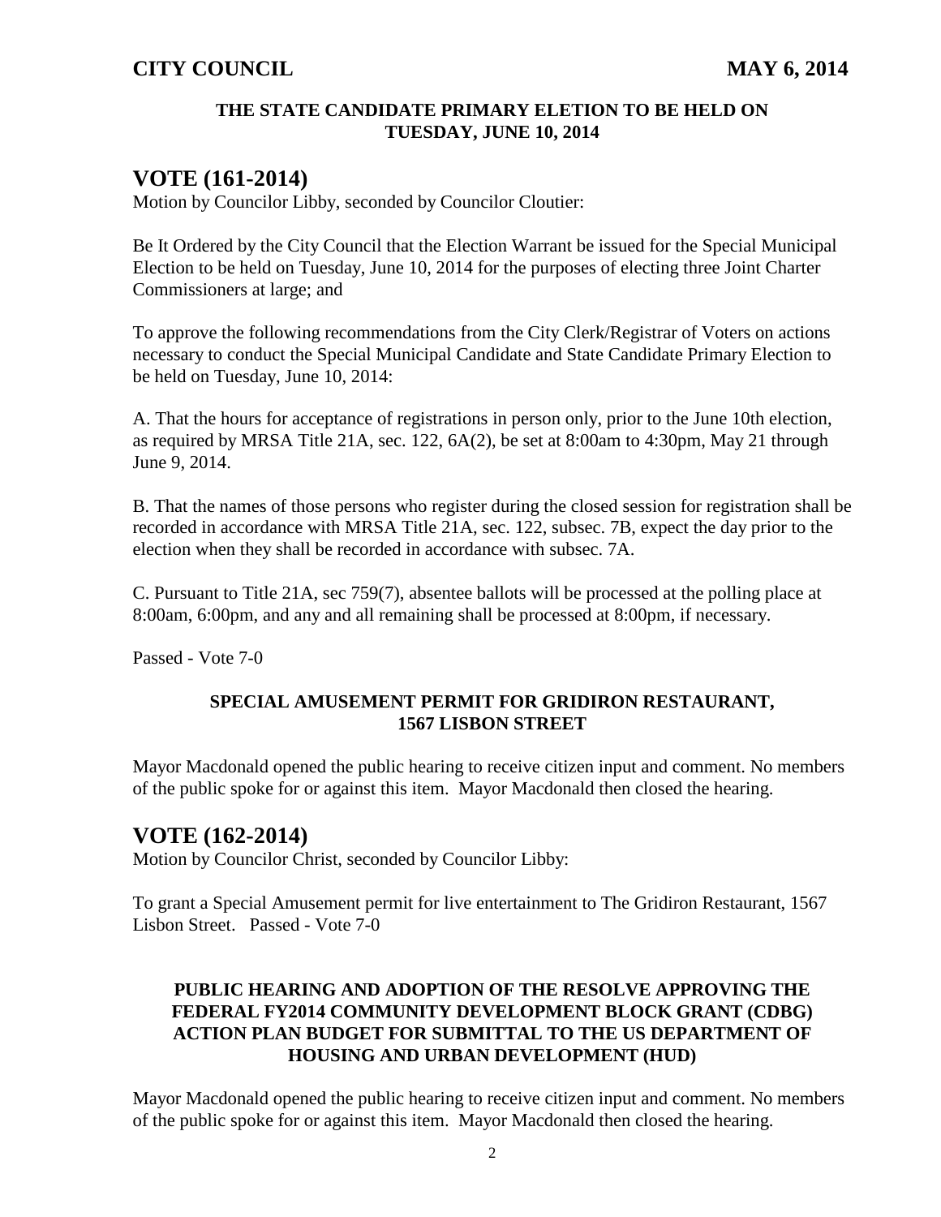**THE STATE CANDIDATE PRIMARY ELETION TO BE HELD ON TUESDAY, JUNE 10, 2014**

## VOTE (161-2014)

Motion by Councilor Libby, seconded by Councilor Cloutier:

Be It Ordered by the City Council that the Election Warrant be issued for the Special Municipal Election to be held on Tuesday, June 10, 2014 for the purposes of electing three Joint Charter Commissioners at large; and

To approve the following recommendations from the City Clerk/Registrar of Voters on actions necessary to conduct the Special Municipal Candidate and State Candidate Primary Election to be held on Tuesday, June 10, 2014:

A. That the hours for acceptance of registrations in person only, prior to the June 10th election, as required by MRSA Title 21A, sec. 122, 6A(2), be set at 8:00am to 4:30pm, May 21 through June 9, 2014.

B. That the names of those persons who register during the closed session for registration shall be recorded in accordance with MRSA Title 21A, sec. 122, subsec. 7B, expect the day prior to the election when they shall be recorded in accordance with subsec. 7A.

C. Pursuant to Title 21A, sec 759(7), absentee ballots will be processed at the polling place at 8:00am, 6:00pm, and any and all remaining shall be processed at 8:00pm, if necessary.

Passed - Vote 7-0

**SPECIAL AMUSEMENT PERMIT FOR GRIDIRON RESTAURANT, 1567 LISBON STREET**

Mayor Macdonald opened the public hearing to receive citizen input and comment. No members of the public spoke for or against this item. Mayor Macdonald then closed the hearing.

## VOTE (162-2014)

Motion by Councilor Christ, seconded by Councilor Libby:

To grant a Special Amusement permit for live entertainment to The Gridiron Restaurant, 1567 Lisbon Street. Passed - Vote 7-0

**PUBLIC HEARING AND ADOPTION OF THE RESOLVE APPROVING THE FEDERAL FY2014 COMMUNITY DEVELOPMENT BLOCK GRANT (CDBG) ACTION PLAN BUDGET FOR SUBMITTAL TO THE US DEPARTMENT OF HOUSING AND URBAN DEVELOPMENT (HUD)**

Mayor Macdonald opened the public hearing to receive citizen input and comment. No members of the public spoke for or against this item. Mayor Macdonald then closed the hearing.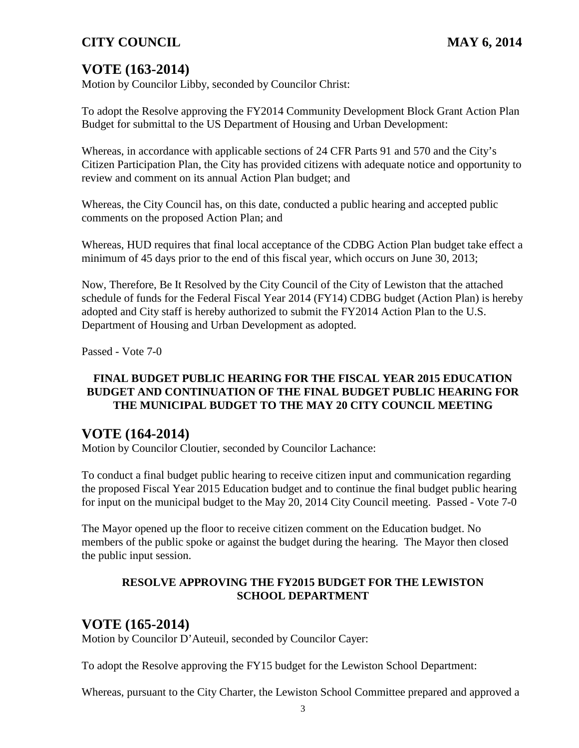## VOTE (163-2014)

Motion by Councilor Libby, seconded by Councilor Christ:

To adopt the Resolve approving the FY2014 Community Development Block Grant Action Plan Budget for submittal to the US Department of Housing and Urban Development:

Whereas, in accordance with applicable sections of 24 CFR Parts 91 and 570 and the City's Citizen Participation Plan, the City has provided citizens with adequate notice and opportunity to review and comment on its annual Action Plan budget; and

Whereas, the City Council has, on this date, conducted a public hearing and accepted public comments on the proposed Action Plan; and

Whereas, HUD requires that final local acceptance of the CDBG Action Plan budget take effect a minimum of 45 days prior to the end of this fiscal year, which occurs on June 30, 2013;

Now, Therefore, Be It Resolved by the City Council of the City of Lewiston that the attached schedule of funds for the Federal Fiscal Year 2014 (FY14) CDBG budget (Action Plan) is hereby adopted and City staff is hereby authorized to submit the FY2014 Action Plan to the U.S. Department of Housing and Urban Development as adopted.

Passed - Vote 7-0

**FINAL BUDGET PUBLIC HEARING FOR THE FISCAL YEAR 2015 EDUCATION BUDGET AND CONTINUATION OF THE FINAL BUDGET PUBLIC HEARING FOR THE MUNICIPAL BUDGET TO THE MAY 20 CITY COUNCIL MEETING**

## VOTE (164-2014)

Motion by Councilor Cloutier, seconded by Councilor Lachance:

To conduct a final budget public hearing to receive citizen input and communication regarding the proposed Fiscal Year 2015 Education budget and to continue the final budget public hearing for input on the municipal budget to the May 20, 2014 City Council meeting. Passed - Vote 7-0

The Mayor opened up the floor to receive citizen comment on the Education budget. No members of the public spoke or against the budget during the hearing. The Mayor then closed the public input session.

**RESOLVE APPROVING THE FY2015 BUDGET FOR THE LEWISTON SCHOOL DEPARTMENT**

## VOTE (165-2014)

Motion by Councilor D'Auteuil, seconded by Councilor Cayer:

To adopt the Resolve approving the FY15 budget for the Lewiston School Department:

Whereas, pursuant to the City Charter, the Lewiston School Committee prepared and approved a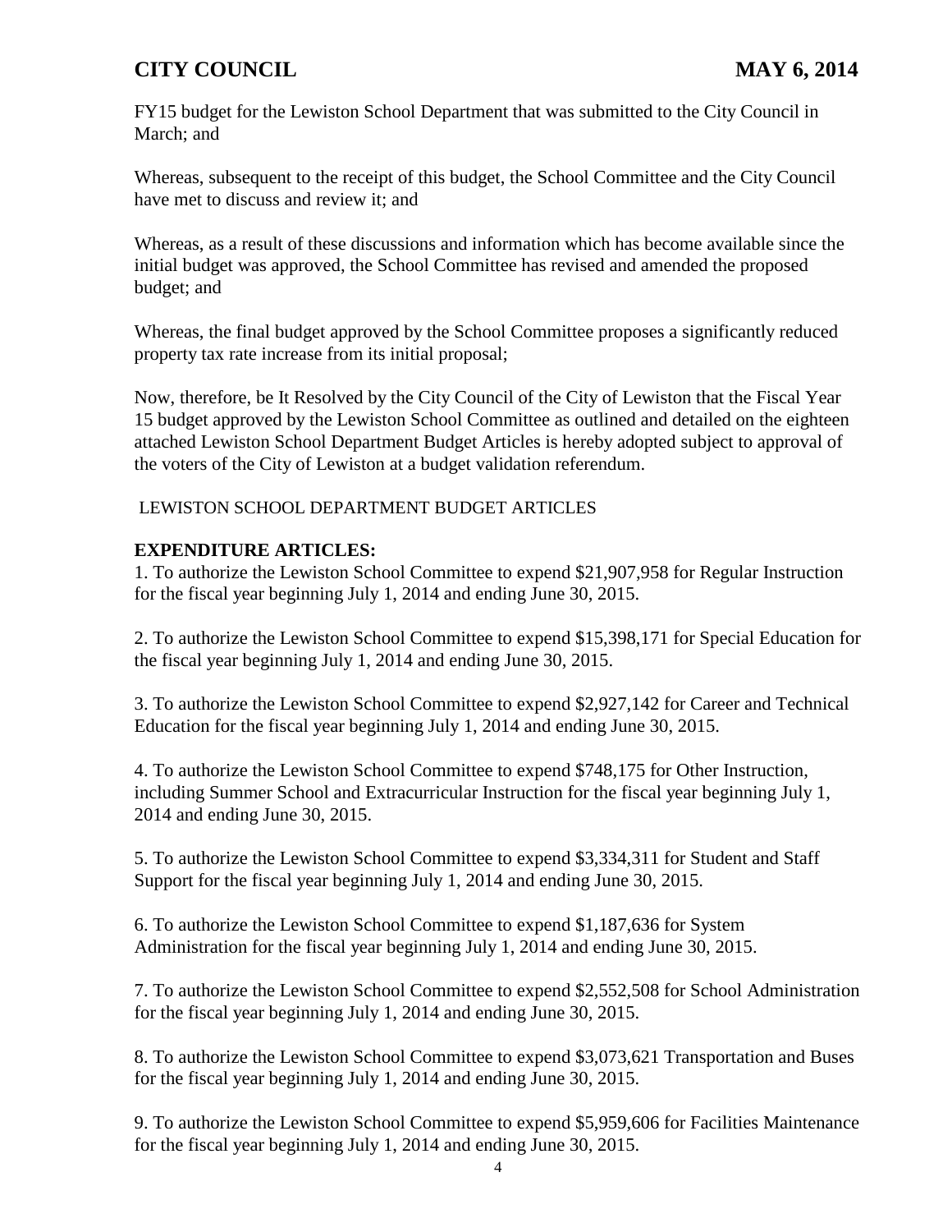FY15 budget for the Lewiston School Department that was submitted to the City Council in March; and

Whereas, subsequent to the receipt of this budget, the School Committee and the City Council have met to discuss and review it; and

Whereas, as a result of these discussions and information which has become available since the initial budget was approved, the School Committee has revised and amended the proposed budget; and

Whereas, the final budget approved by the School Committee proposes a significantly reduced property tax rate increase from its initial proposal;

Now, therefore, be It Resolved by the City Council of the City of Lewiston that the Fiscal Year 15 budget approved by the Lewiston School Committee as outlined and detailed on the eighteen attached Lewiston School Department Budget Articles is hereby adopted subject to approval of the voters of the City of Lewiston at a budget validation referendum.

LEWISTON SCHOOL DEPARTMENT BUDGET ARTICLES

**EXPENDITURE ARTICLES:**

1. To authorize the Lewiston School Committee to expend $21,907,958 for Regular Instruction for the fiscal year beginning July 1, 2014 and ending June 30, 2015.

2. To authorize the Lewiston School Committee to expend $15,398,171 for Special Education for the fiscal year beginning July 1, 2014 and ending June 30, 2015.

3. To authorize the Lewiston School Committee to expend $2,927,142 for Career and Technical Education for the fiscal year beginning July 1, 2014 and ending June 30, 2015.

4. To authorize the Lewiston School Committee to expend $748,175 for Other Instruction, including Summer School and Extracurricular Instruction for the fiscal year beginning July 1, 2014 and ending June 30, 2015.

5. To authorize the Lewiston School Committee to expend $3,334,311 for Student and Staff Support for the fiscal year beginning July 1, 2014 and ending June 30, 2015.

6. To authorize the Lewiston School Committee to expend $1,187,636 for System Administration for the fiscal year beginning July 1, 2014 and ending June 30, 2015.

7. To authorize the Lewiston School Committee to expend $2,552,508 for School Administration for the fiscal year beginning July 1, 2014 and ending June 30, 2015.

8. To authorize the Lewiston School Committee to expend $3,073,621 Transportation and Buses for the fiscal year beginning July 1, 2014 and ending June 30, 2015.

9. To authorize the Lewiston School Committee to expend $5,959,606 for Facilities Maintenance for the fiscal year beginning July 1, 2014 and ending June 30, 2015.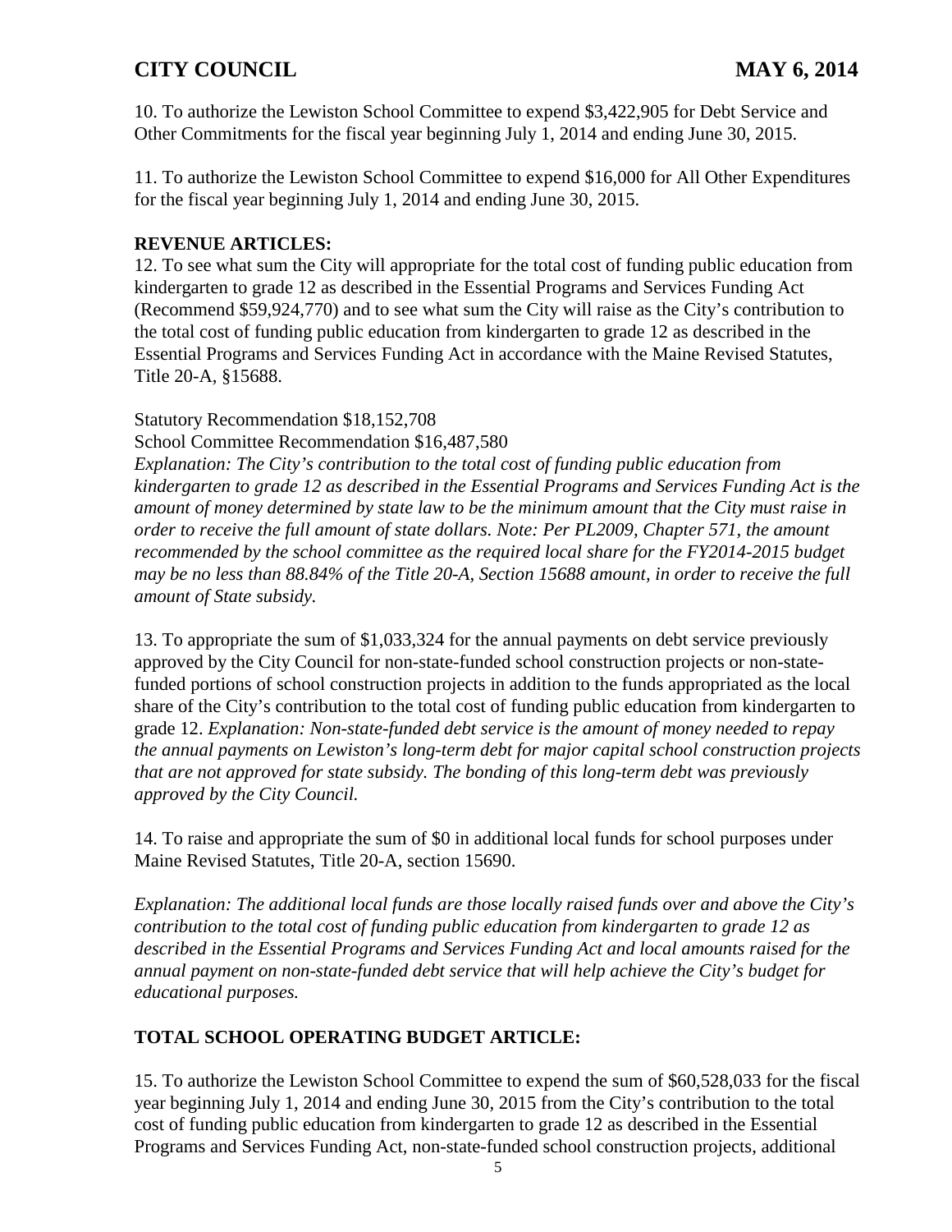10. To authorize the Lewiston School Committee to expend $3,422,905 for Debt Service and Other Commitments for the fiscal year beginning July 1, 2014 and ending June 30, 2015.

11. To authorize the Lewiston School Committee to expend $16,000 for All Other Expenditures for the fiscal year beginning July 1, 2014 and ending June 30, 2015.

**REVENUE ARTICLES:**

12. To see what sum the City will appropriate for the total cost of funding public education from kindergarten to grade 12 as described in the Essential Programs and Services Funding Act (Recommend $59,924,770) and to see what sum the City will raise as the City's contribution to the total cost of funding public education from kindergarten to grade 12 as described in the Essential Programs and Services Funding Act in accordance with the Maine Revised Statutes, Title 20-A, §15688.

Statutory Recommendation $18,152,708
School Committee Recommendation $16,487,580
*Explanation: The City's contribution to the total cost of funding public education from kindergarten to grade 12 as described in the Essential Programs and Services Funding Act is the amount of money determined by state law to be the minimum amount that the City must raise in order to receive the full amount of state dollars. Note: Per PL2009, Chapter 571, the amount recommended by the school committee as the required local share for the FY2014-2015 budget may be no less than 88.84% of the Title 20-A, Section 15688 amount, in order to receive the full amount of State subsidy.*

13. To appropriate the sum of $1,033,324 for the annual payments on debt service previously approved by the City Council for non-state-funded school construction projects or non-state-funded portions of school construction projects in addition to the funds appropriated as the local share of the City's contribution to the total cost of funding public education from kindergarten to grade 12. *Explanation: Non-state-funded debt service is the amount of money needed to repay the annual payments on Lewiston's long-term debt for major capital school construction projects that are not approved for state subsidy. The bonding of this long-term debt was previously approved by the City Council.*

14. To raise and appropriate the sum of $0 in additional local funds for school purposes under Maine Revised Statutes, Title 20-A, section 15690.

*Explanation: The additional local funds are those locally raised funds over and above the City's contribution to the total cost of funding public education from kindergarten to grade 12 as described in the Essential Programs and Services Funding Act and local amounts raised for the annual payment on non-state-funded debt service that will help achieve the City's budget for educational purposes.*

**TOTAL SCHOOL OPERATING BUDGET ARTICLE:**

15. To authorize the Lewiston School Committee to expend the sum of $60,528,033 for the fiscal year beginning July 1, 2014 and ending June 30, 2015 from the City's contribution to the total cost of funding public education from kindergarten to grade 12 as described in the Essential Programs and Services Funding Act, non-state-funded school construction projects, additional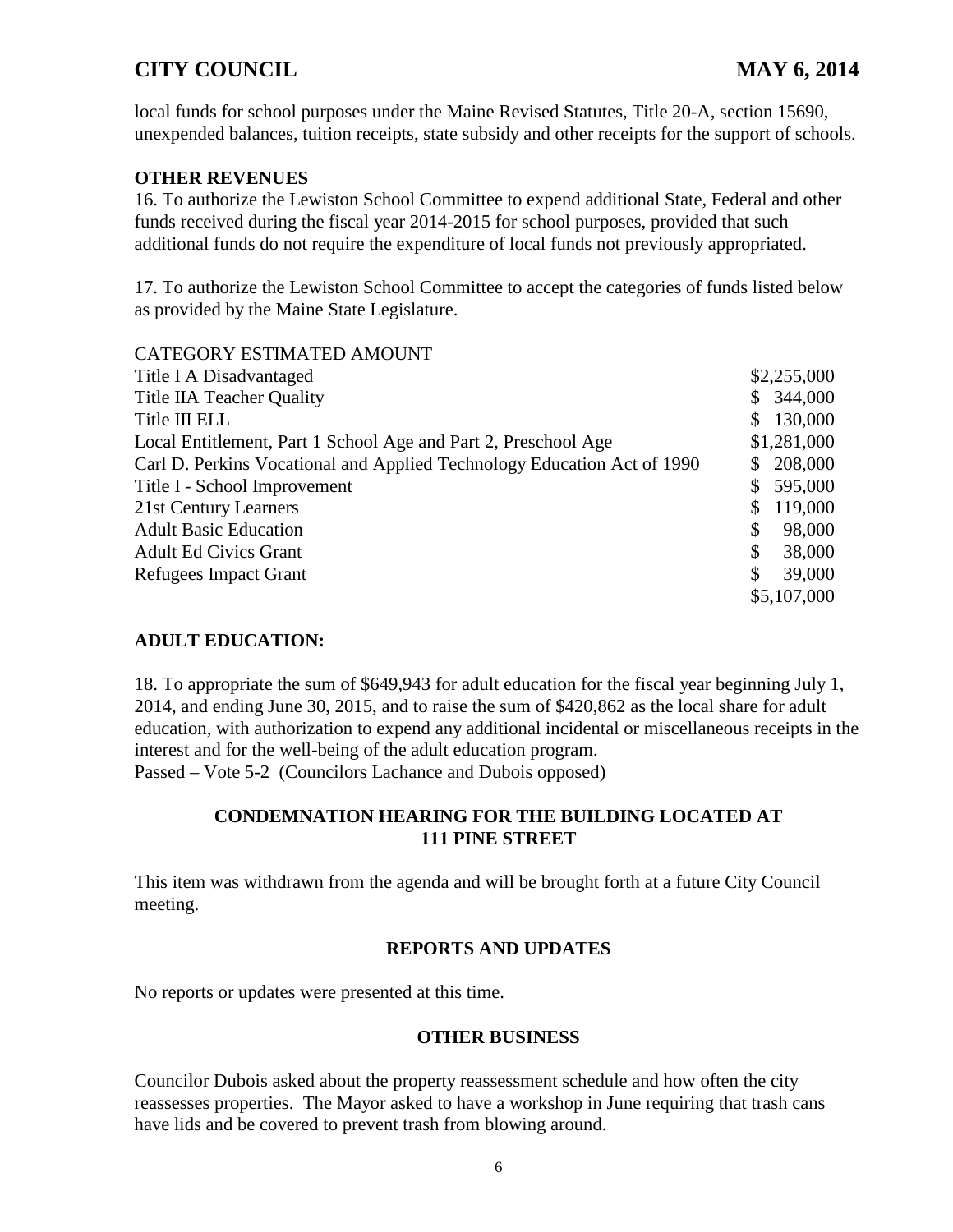local funds for school purposes under the Maine Revised Statutes, Title 20-A, section 15690, unexpended balances, tuition receipts, state subsidy and other receipts for the support of schools.

**OTHER REVENUES**

16. To authorize the Lewiston School Committee to expend additional State, Federal and other funds received during the fiscal year 2014-2015 for school purposes, provided that such additional funds do not require the expenditure of local funds not previously appropriated.

17. To authorize the Lewiston School Committee to accept the categories of funds listed below as provided by the Maine State Legislature.

| CATEGORY ESTIMATED AMOUNT | |
|---|---|
| Title I A Disadvantaged | $2,255,000 |
| Title IIA Teacher Quality | $ 344,000 |
| Title III ELL | $ 130,000 |
| Local Entitlement, Part 1 School Age and Part 2, Preschool Age | $1,281,000 |
| Carl D. Perkins Vocational and Applied Technology Education Act of 1990 | $ 208,000 |
| Title I - School Improvement | $ 595,000 |
| 21st Century Learners | $ 119,000 |
| Adult Basic Education | $ 98,000 |
| Adult Ed Civics Grant | $ 38,000 |
| Refugees Impact Grant | $ 39,000 |
| | $5,107,000 |

**ADULT EDUCATION:**

18. To appropriate the sum of $649,943 for adult education for the fiscal year beginning July 1, 2014, and ending June 30, 2015, and to raise the sum of $420,862 as the local share for adult education, with authorization to expend any additional incidental or miscellaneous receipts in the interest and for the well-being of the adult education program.
Passed – Vote 5-2 (Councilors Lachance and Dubois opposed)

**CONDEMNATION HEARING FOR THE BUILDING LOCATED AT 111 PINE STREET**

This item was withdrawn from the agenda and will be brought forth at a future City Council meeting.

**REPORTS AND UPDATES**

No reports or updates were presented at this time.

**OTHER BUSINESS**

Councilor Dubois asked about the property reassessment schedule and how often the city reassesses properties. The Mayor asked to have a workshop in June requiring that trash cans have lids and be covered to prevent trash from blowing around.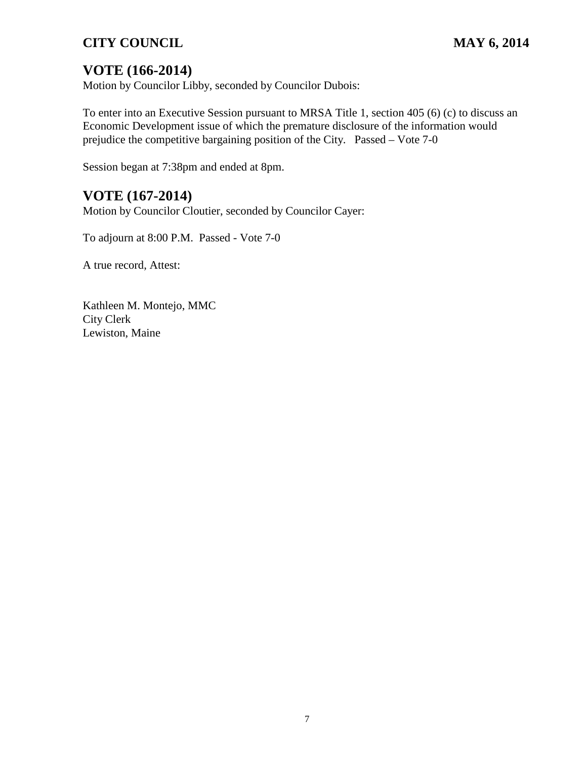## VOTE (166-2014)

Motion by Councilor Libby, seconded by Councilor Dubois:

To enter into an Executive Session pursuant to MRSA Title 1, section 405 (6) (c) to discuss an Economic Development issue of which the premature disclosure of the information would prejudice the competitive bargaining position of the City. Passed – Vote 7-0

Session began at 7:38pm and ended at 8pm.

## VOTE (167-2014)

Motion by Councilor Cloutier, seconded by Councilor Cayer:

To adjourn at 8:00 P.M. Passed - Vote 7-0

A true record, Attest:

Kathleen M. Montejo, MMC
City Clerk
Lewiston, Maine